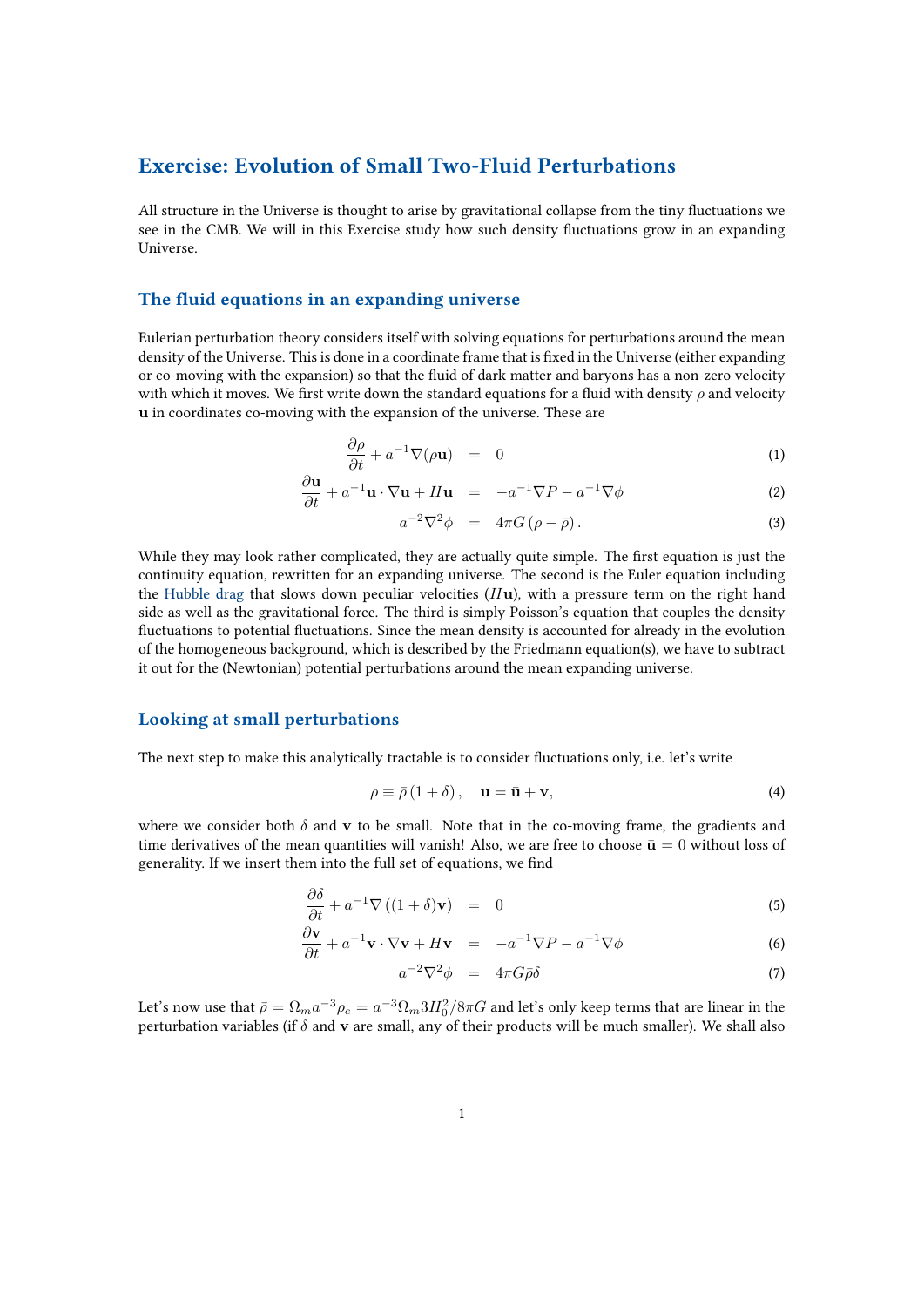# Exercise: Evolution of Small Two-Fluid Perturbations

All structure in the Universe is thought to arise by gravitational collapse from the tiny fluctuations we see in the CMB. We will in this Exercise study how such density fluctuations grow in an expanding Universe.

## The fluid equations in an expanding universe

Eulerian perturbation theory considers itself with solving equations for perturbations around the mean density of the Universe. This is done in a coordinate frame that is fixed in the Universe (either expanding or co-moving with the expansion) so that the fluid of dark matter and baryons has a non-zero velocity with which it moves. We first write down the standard equations for a fluid with density $\rho$ and velocity $\mathbf{u}$ in coordinates co-moving with the expansion of the universe. These are

$$\frac{\partial \rho}{\partial t} + a^{-1}\nabla(\rho \mathbf{u}) = 0 \tag{1}$$

$$\frac{\partial \mathbf{u}}{\partial t} + a^{-1}\mathbf{u}\cdot\nabla\mathbf{u} + H\mathbf{u} = -a^{-1}\nabla P - a^{-1}\nabla\phi \tag{2}$$

$$a^{-2}\nabla^2\phi = 4\pi G\left(\rho - \bar{\rho}\right). \tag{3}$$

While they may look rather complicated, they are actually quite simple. The first equation is just the continuity equation, rewritten for an expanding universe. The second is the Euler equation including the Hubble drag that slows down peculiar velocities ($H\mathbf{u}$), with a pressure term on the right hand side as well as the gravitational force. The third is simply Poisson's equation that couples the density fluctuations to potential fluctuations. Since the mean density is accounted for already in the evolution of the homogeneous background, which is described by the Friedmann equation(s), we have to subtract it out for the (Newtonian) potential perturbations around the mean expanding universe.

## Looking at small perturbations

The next step to make this analytically tractable is to consider fluctuations only, i.e. let's write

$$\rho \equiv \bar{\rho}\left(1+\delta\right), \quad \mathbf{u} = \bar{\mathbf{u}} + \mathbf{v}, \tag{4}$$

where we consider both $\delta$ and $\mathbf{v}$ to be small. Note that in the co-moving frame, the gradients and time derivatives of the mean quantities will vanish! Also, we are free to choose $\bar{\mathbf{u}} = 0$ without loss of generality. If we insert them into the full set of equations, we find

$$\frac{\partial \delta}{\partial t} + a^{-1}\nabla\left((1+\delta)\mathbf{v}\right) = 0 \tag{5}$$

$$\frac{\partial \mathbf{v}}{\partial t} + a^{-1}\mathbf{v}\cdot\nabla\mathbf{v} + H\mathbf{v} = -a^{-1}\nabla P - a^{-1}\nabla\phi \tag{6}$$

$$a^{-2}\nabla^2\phi = 4\pi G\bar{\rho}\delta \tag{7}$$

Let's now use that $\bar{\rho} = \Omega_m a^{-3}\rho_c = a^{-3}\Omega_m 3H_0^2/8\pi G$ and let's only keep terms that are linear in the perturbation variables (if $\delta$ and $\mathbf{v}$ are small, any of their products will be much smaller). We shall also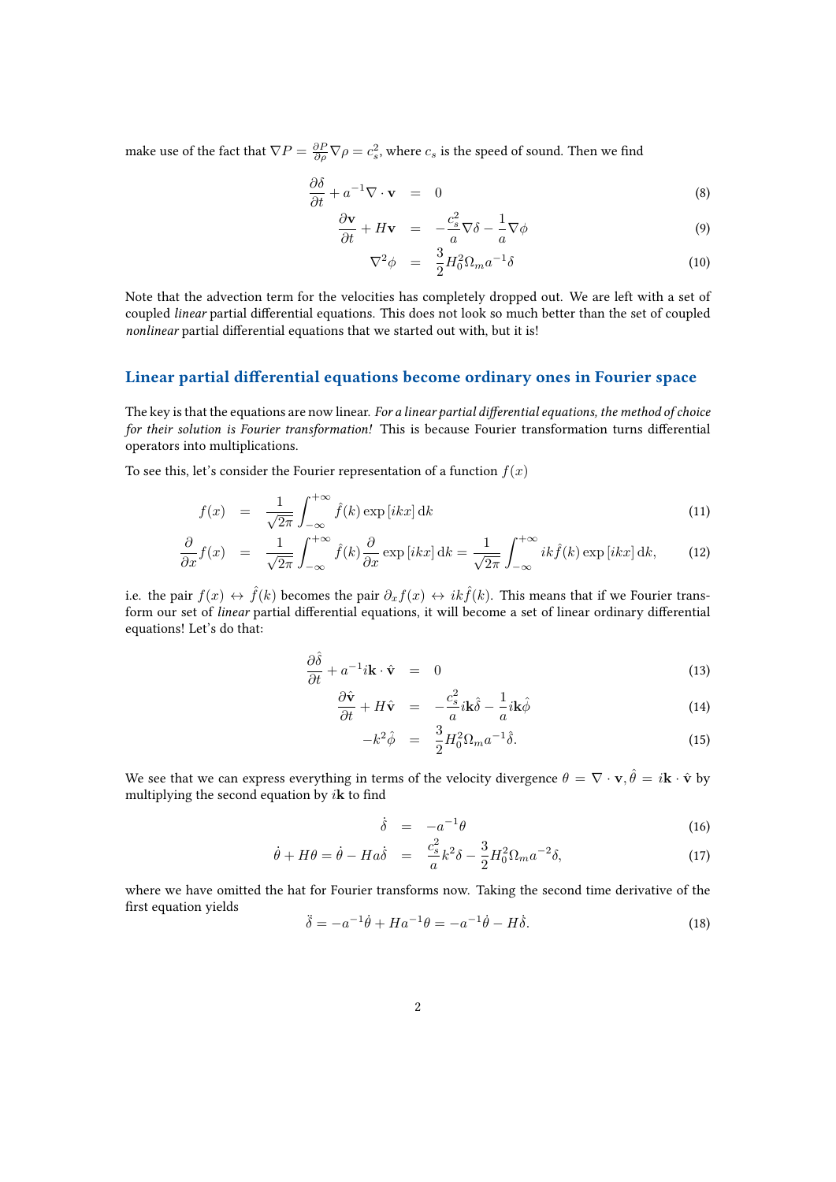make use of the fact that $\nabla P = \frac{\partial P}{\partial \rho}\nabla\rho = c_s^2$, where $c_s$ is the speed of sound. Then we find

$$
\begin{aligned}
\frac{\partial \delta}{\partial t} + a^{-1}\nabla\cdot\mathbf{v} &= 0 && (8)\\
\frac{\partial \mathbf{v}}{\partial t} + H\mathbf{v} &= -\frac{c_s^2}{a}\nabla\delta - \frac{1}{a}\nabla\phi && (9)\\
\nabla^2\phi &= \frac{3}{2}H_0^2\Omega_m a^{-1}\delta && (10)
\end{aligned}
$$

Note that the advection term for the velocities has completely dropped out. We are left with a set of coupled *linear* partial differential equations. This does not look so much better than the set of coupled *nonlinear* partial differential equations that we started out with, but it is!

## Linear partial differential equations become ordinary ones in Fourier space

The key is that the equations are now linear. *For a linear partial differential equations, the method of choice for their solution is Fourier transformation!* This is because Fourier transformation turns differential operators into multiplications.

To see this, let's consider the Fourier representation of a function $f(x)$

$$
\begin{aligned}
f(x) &= \frac{1}{\sqrt{2\pi}}\int_{-\infty}^{+\infty}\hat{f}(k)\exp\left[ikx\right]\mathrm{d}k && (11)\\
\frac{\partial}{\partial x}f(x) &= \frac{1}{\sqrt{2\pi}}\int_{-\infty}^{+\infty}\hat{f}(k)\frac{\partial}{\partial x}\exp\left[ikx\right]\mathrm{d}k = \frac{1}{\sqrt{2\pi}}\int_{-\infty}^{+\infty}ik\hat{f}(k)\exp\left[ikx\right]\mathrm{d}k, && (12)
\end{aligned}
$$

i.e. the pair $f(x) \leftrightarrow \hat{f}(k)$ becomes the pair $\partial_x f(x) \leftrightarrow ik\hat{f}(k)$. This means that if we Fourier transform our set of *linear* partial differential equations, it will become a set of linear ordinary differential equations! Let's do that:

$$
\begin{aligned}
\frac{\partial \hat{\delta}}{\partial t} + a^{-1}i\mathbf{k}\cdot\hat{\mathbf{v}} &= 0 && (13)\\
\frac{\partial \hat{\mathbf{v}}}{\partial t} + H\hat{\mathbf{v}} &= -\frac{c_s^2}{a}i\mathbf{k}\hat{\delta} - \frac{1}{a}i\mathbf{k}\hat{\phi} && (14)\\
-k^2\hat{\phi} &= \frac{3}{2}H_0^2\Omega_m a^{-1}\hat{\delta}. && (15)
\end{aligned}
$$

We see that we can express everything in terms of the velocity divergence $\theta = \nabla\cdot\mathbf{v}, \hat{\theta} = i\mathbf{k}\cdot\hat{\mathbf{v}}$ by multiplying the second equation by $i\mathbf{k}$ to find

$$
\begin{aligned}
\dot{\delta} &= -a^{-1}\theta && (16)\\
\dot{\theta} + H\theta = \dot{\theta} - Ha\dot{\delta} &= \frac{c_s^2}{a}k^2\delta - \frac{3}{2}H_0^2\Omega_m a^{-2}\delta, && (17)
\end{aligned}
$$

where we have omitted the hat for Fourier transforms now. Taking the second time derivative of the first equation yields

$$
\ddot{\delta} = -a^{-1}\dot{\theta} + Ha^{-1}\theta = -a^{-1}\dot{\theta} - H\dot{\delta}. \qquad (18)
$$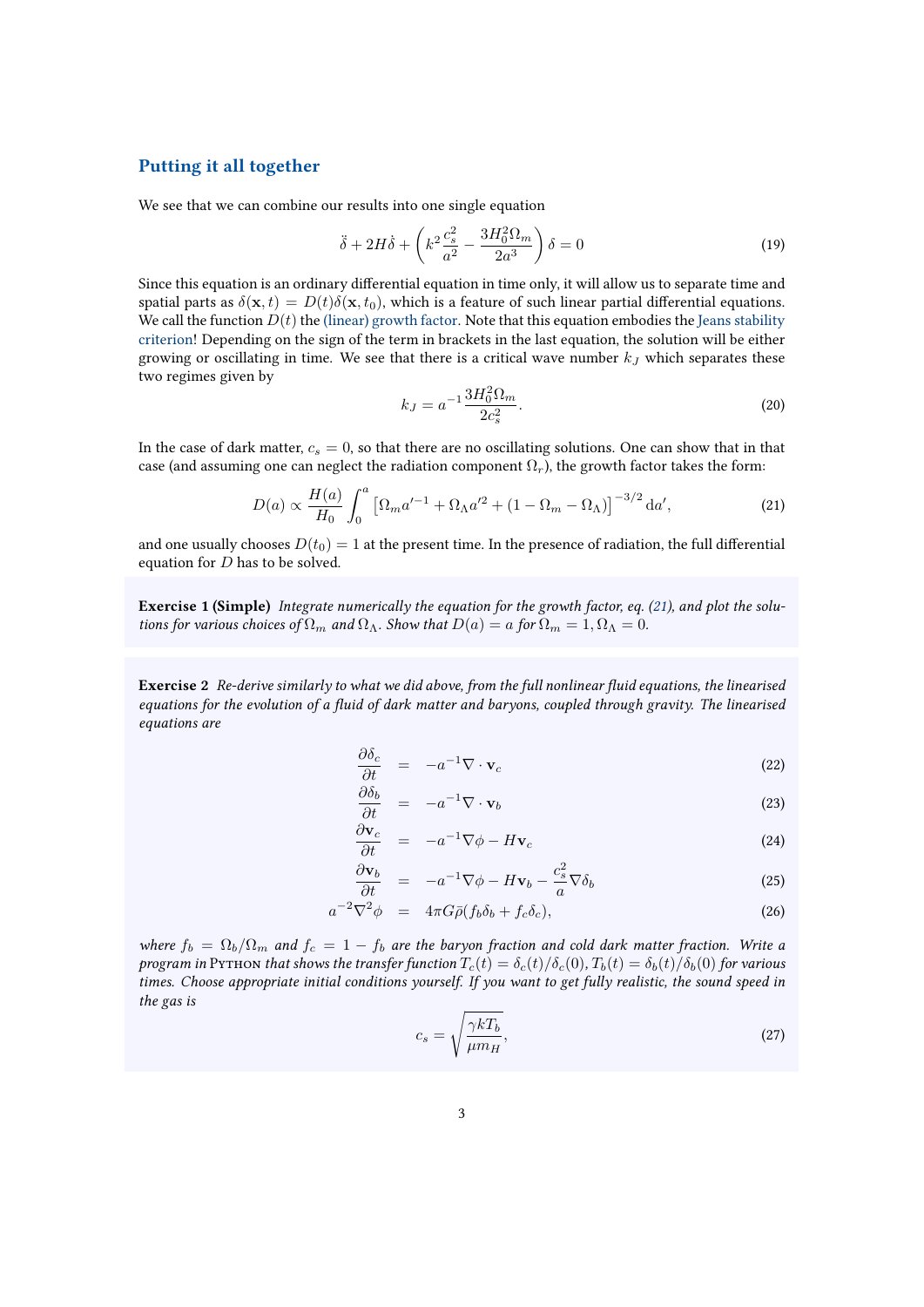## Putting it all together

We see that we can combine our results into one single equation

$$\ddot{\delta} + 2H\dot{\delta} + \left( k^2 \frac{c_s^2}{a^2} - \frac{3H_0^2\Omega_m}{2a^3} \right) \delta = 0 \tag{19}$$

Since this equation is an ordinary differential equation in time only, it will allow us to separate time and spatial parts as $\delta(\mathbf{x}, t) = D(t)\delta(\mathbf{x}, t_0)$, which is a feature of such linear partial differential equations. We call the function $D(t)$ the (linear) growth factor. Note that this equation embodies the Jeans stability criterion! Depending on the sign of the term in brackets in the last equation, the solution will be either growing or oscillating in time. We see that there is a critical wave number $k_J$ which separates these two regimes given by

$$k_J = a^{-1}\frac{3H_0^2\Omega_m}{2c_s^2}. \tag{20}$$

In the case of dark matter, $c_s = 0$, so that there are no oscillating solutions. One can show that in that case (and assuming one can neglect the radiation component $\Omega_r$), the growth factor takes the form:

$$D(a) \propto \frac{H(a)}{H_0} \int_0^a \left[ \Omega_m a'^{-1} + \Omega_\Lambda a'^2 + (1 - \Omega_m - \Omega_\Lambda) \right]^{-3/2} \mathrm{d}a', \tag{21}$$

and one usually chooses $D(t_0) = 1$ at the present time. In the presence of radiation, the full differential equation for $D$ has to be solved.

**Exercise 1 (Simple)** *Integrate numerically the equation for the growth factor, eq. (21), and plot the solutions for various choices of $\Omega_m$ and $\Omega_\Lambda$. Show that $D(a) = a$ for $\Omega_m = 1, \Omega_\Lambda = 0$.*

**Exercise 2** *Re-derive similarly to what we did above, from the full nonlinear fluid equations, the linearised equations for the evolution of a fluid of dark matter and baryons, coupled through gravity. The linearised equations are*

$$\frac{\partial \delta_c}{\partial t} = -a^{-1}\nabla \cdot \mathbf{v}_c \tag{22}$$

$$\frac{\partial \delta_b}{\partial t} = -a^{-1}\nabla \cdot \mathbf{v}_b \tag{23}$$

$$\frac{\partial \mathbf{v}_c}{\partial t} = -a^{-1}\nabla\phi - H\mathbf{v}_c \tag{24}$$

$$\frac{\partial \mathbf{v}_b}{\partial t} = -a^{-1}\nabla\phi - H\mathbf{v}_b - \frac{c_s^2}{a}\nabla\delta_b \tag{25}$$

$$a^{-2}\nabla^2\phi = 4\pi G\bar{\rho}(f_b\delta_b + f_c\delta_c), \tag{26}$$

*where $f_b = \Omega_b/\Omega_m$ and $f_c = 1 - f_b$ are the baryon fraction and cold dark matter fraction. Write a program in* Python *that shows the transfer function $T_c(t) = \delta_c(t)/\delta_c(0)$, $T_b(t) = \delta_b(t)/\delta_b(0)$ for various times. Choose appropriate initial conditions yourself. If you want to get fully realistic, the sound speed in the gas is*

$$c_s = \sqrt{\frac{\gamma k T_b}{\mu m_H}}, \tag{27}$$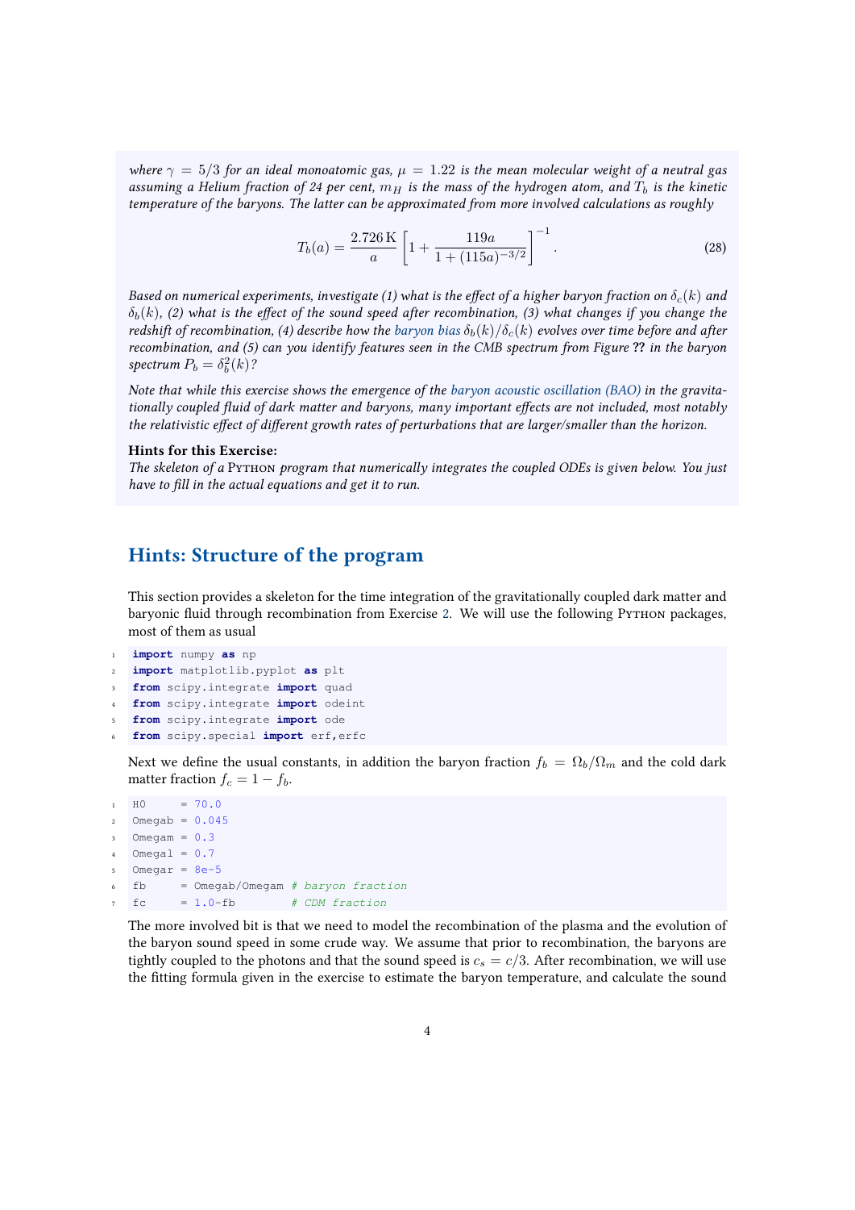*where $\gamma = 5/3$ for an ideal monoatomic gas, $\mu = 1.22$ is the mean molecular weight of a neutral gas assuming a Helium fraction of 24 per cent, $m_H$ is the mass of the hydrogen atom, and $T_b$ is the kinetic temperature of the baryons. The latter can be approximated from more involved calculations as roughly*

$$T_b(a) = \frac{2.726\,\mathrm{K}}{a}\left[1 + \frac{119a}{1+(115a)^{-3/2}}\right]^{-1}. \tag{28}$$

*Based on numerical experiments, investigate (1) what is the effect of a higher baryon fraction on $\delta_c(k)$ and $\delta_b(k)$, (2) what is the effect of the sound speed after recombination, (3) what changes if you change the redshift of recombination, (4) describe how the baryon bias $\delta_b(k)/\delta_c(k)$ evolves over time before and after recombination, and (5) can you identify features seen in the CMB spectrum from Figure **??** in the baryon spectrum $P_b = \delta_b^2(k)$?*

*Note that while this exercise shows the emergence of the baryon acoustic oscillation (BAO) in the gravitationally coupled fluid of dark matter and baryons, many important effects are not included, most notably the relativistic effect of different growth rates of perturbations that are larger/smaller than the horizon.*

**Hints for this Exercise:**
*The skeleton of a PYTHON program that numerically integrates the coupled ODEs is given below. You just have to fill in the actual equations and get it to run.*

## Hints: Structure of the program

This section provides a skeleton for the time integration of the gravitationally coupled dark matter and baryonic fluid through recombination from Exercise 2. We will use the following PYTHON packages, most of them as usual

```
import numpy as np
import matplotlib.pyplot as plt
from scipy.integrate import quad
from scipy.integrate import odeint
from scipy.integrate import ode
from scipy.special import erf,erfc
```

Next we define the usual constants, in addition the baryon fraction $f_b = \Omega_b/\Omega_m$ and the cold dark matter fraction $f_c = 1 - f_b$.

```
H0     = 70.0
Omegab = 0.045
Omegam = 0.3
Omegal = 0.7
Omegar = 8e-5
fb     = Omegab/Omegam # baryon fraction
fc     = 1.0-fb        # CDM fraction
```

The more involved bit is that we need to model the recombination of the plasma and the evolution of the baryon sound speed in some crude way. We assume that prior to recombination, the baryons are tightly coupled to the photons and that the sound speed is $c_s = c/3$. After recombination, we will use the fitting formula given in the exercise to estimate the baryon temperature, and calculate the sound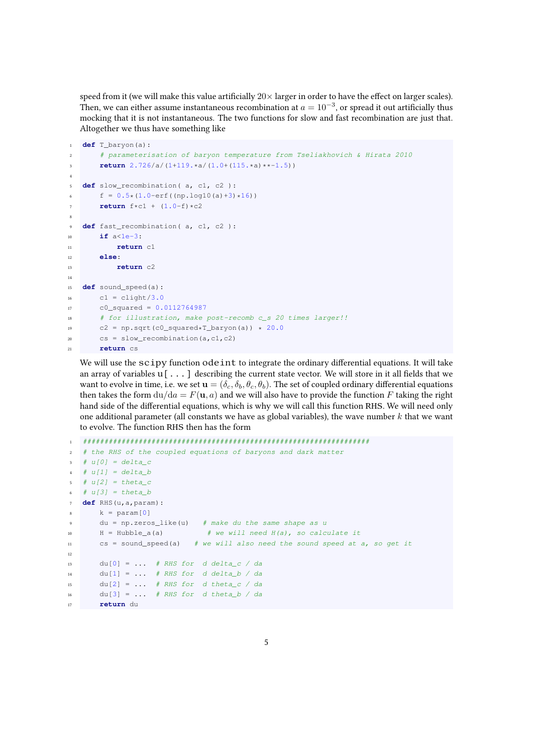speed from it (we will make this value artificially $20\times$ larger in order to have the effect on larger scales). Then, we can either assume instantaneous recombination at $a = 10^{-3}$, or spread it out artificially thus mocking that it is not instantaneous. The two functions for slow and fast recombination are just that. Altogether we thus have something like

```python
def T_baryon(a):
    # parameterisation of baryon temperature from Tseliakhovich & Hirata 2010
    return 2.726/a/(1+119.*a/(1.0+(115.*a)**-1.5))

def slow_recombination( a, c1, c2 ):
    f = 0.5*(1.0-erf((np.log10(a)+3)*16))
    return f*c1 + (1.0-f)*c2

def fast_recombination( a, c1, c2 ):
    if a<1e-3:
        return c1
    else:
        return c2

def sound_speed(a):
    c1 = clight/3.0
    c0_squared = 0.0112764987
    # for illustration, make post-recomb c_s 20 times larger!!
    c2 = np.sqrt(c0_squared*T_baryon(a)) * 20.0
    cs = slow_recombination(a,c1,c2)
    return cs
```

We will use the scipy function odeint to integrate the ordinary differential equations. It will take an array of variables u[...] describing the current state vector. We will store in it all fields that we want to evolve in time, i.e. we set $\mathbf{u} = (\delta_c, \delta_b, \theta_c, \theta_b)$. The set of coupled ordinary differential equations then takes the form $\mathrm{d}u/\mathrm{d}a = F(\mathbf{u}, a)$ and we will also have to provide the function $F$ taking the right hand side of the differential equations, which is why we will call this function RHS. We will need only one additional parameter (all constants we have as global variables), the wave number $k$ that we want to evolve. The function RHS then has the form

```python
###################################################################
# the RHS of the coupled equations of baryons and dark matter
# u[0] = delta_c
# u[1] = delta_b
# u[2] = theta_c
# u[3] = theta_b
def RHS(u,a,param):
    k = param[0]
    du = np.zeros_like(u)   # make du the same shape as u
    H = Hubble_a(a)          # we will need H(a), so calculate it
    cs = sound_speed(a)   # we will also need the sound speed at a, so get it

    du[0] = ...  # RHS for  d delta_c / da
    du[1] = ...  # RHS for  d delta_b / da
    du[2] = ...  # RHS for  d theta_c / da
    du[3] = ...  # RHS for  d theta_b / da
    return du
```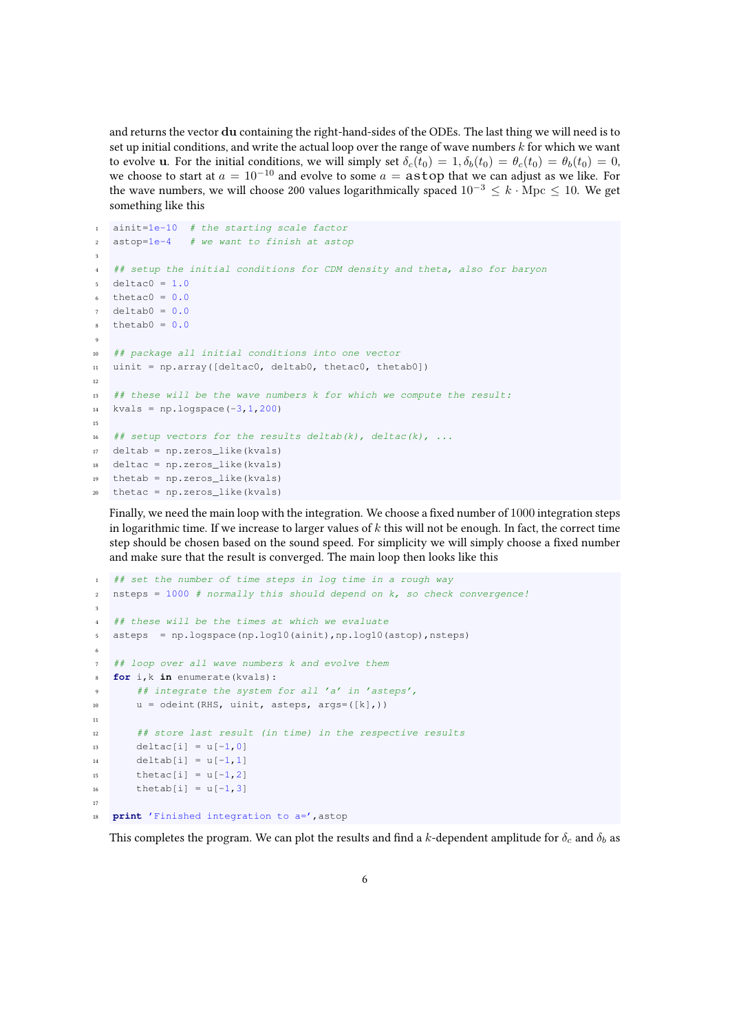and returns the vector **du** containing the right-hand-sides of the ODEs. The last thing we will need is to set up initial conditions, and write the actual loop over the range of wave numbers $k$ for which we want to evolve **u**. For the initial conditions, we will simply set $\delta_c(t_0) = 1, \delta_b(t_0) = \theta_c(t_0) = \theta_b(t_0) = 0$, we choose to start at $a = 10^{-10}$ and evolve to some $a =$ astop that we can adjust as we like. For the wave numbers, we will choose 200 values logarithmically spaced $10^{-3} \leq k \cdot \mathrm{Mpc} \leq 10$. We get something like this

```
ainit=1e-10  # the starting scale factor
astop=1e-4   # we want to finish at astop

## setup the initial conditions for CDM density and theta, also for baryon
deltac0 = 1.0
thetac0 = 0.0
deltab0 = 0.0
thetab0 = 0.0

## package all initial conditions into one vector
uinit = np.array([deltac0, deltab0, thetac0, thetab0])

## these will be the wave numbers k for which we compute the result:
kvals = np.logspace(-3,1,200)

## setup vectors for the results deltab(k), deltac(k), ...
deltab = np.zeros_like(kvals)
deltac = np.zeros_like(kvals)
thetab = np.zeros_like(kvals)
thetac = np.zeros_like(kvals)
```

Finally, we need the main loop with the integration. We choose a fixed number of 1000 integration steps in logarithmic time. If we increase to larger values of $k$ this will not be enough. In fact, the correct time step should be chosen based on the sound speed. For simplicity we will simply choose a fixed number and make sure that the result is converged. The main loop then looks like this

```
## set the number of time steps in log time in a rough way
nsteps = 1000 # normally this should depend on k, so check convergence!

## these will be the times at which we evaluate
asteps  = np.logspace(np.log10(ainit),np.log10(astop),nsteps)

## loop over all wave numbers k and evolve them
for i,k in enumerate(kvals):
    ## integrate the system for all 'a' in 'asteps',
    u = odeint(RHS, uinit, asteps, args=([k],))

    ## store last result (in time) in the respective results
    deltac[i] = u[-1,0]
    deltab[i] = u[-1,1]
    thetac[i] = u[-1,2]
    thetab[i] = u[-1,3]

print 'Finished integration to a=',astop
```

This completes the program. We can plot the results and find a $k$-dependent amplitude for $\delta_c$ and $\delta_b$ as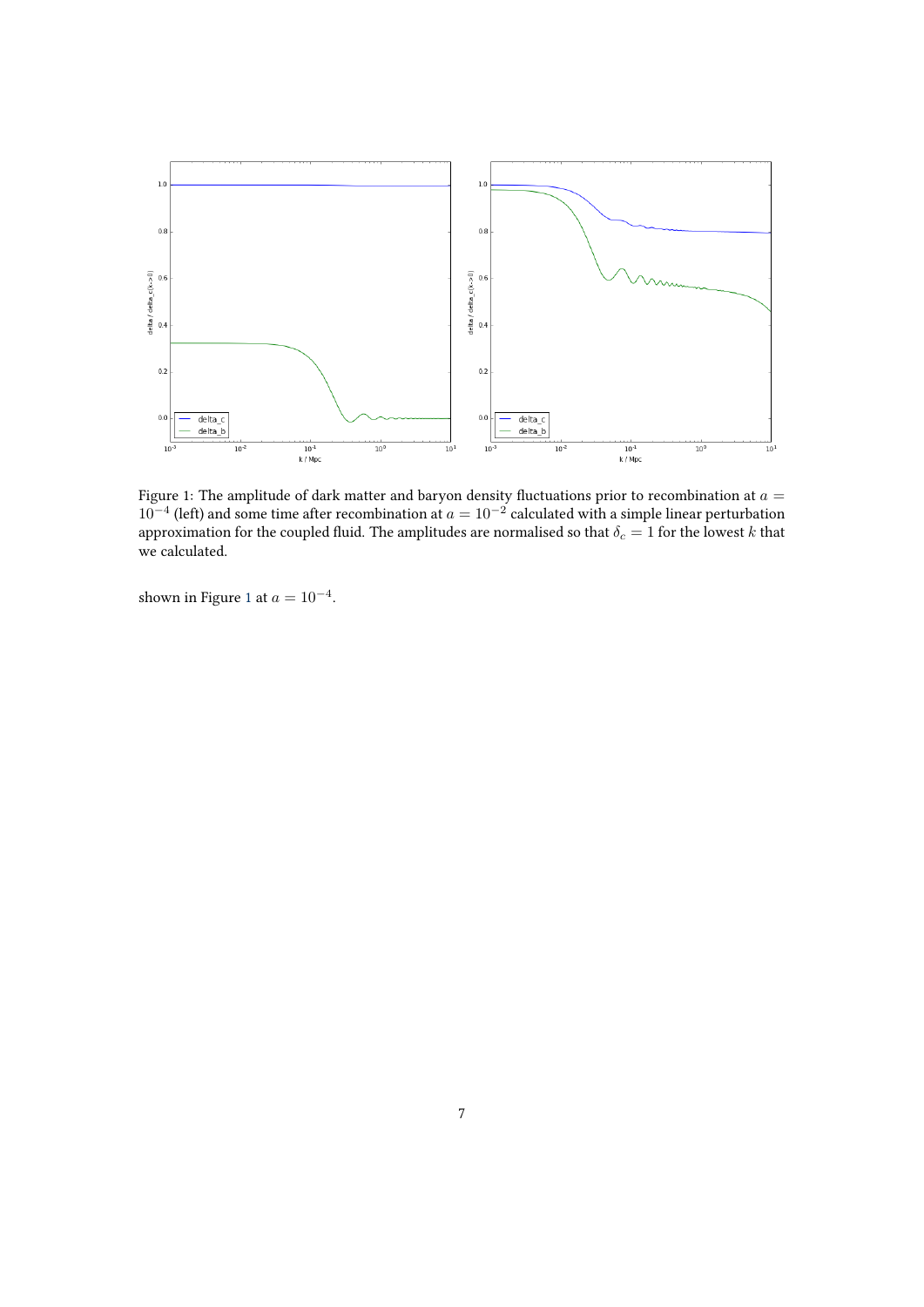1.0
0.8
0.6
0.4
0.2
0.0

delta / delta_c(k->0)

delta_c
delta_b

$10^{-3}$ $10^{-2}$ $10^{-1}$ $10^{0}$ $10^{1}$
k / Mpc

1.0
0.8
0.6
0.4
0.2
0.0

delta / delta_c(k->0)

delta_c
delta_b

$10^{-3}$ $10^{-2}$ $10^{-1}$ $10^{0}$ $10^{1}$
k / Mpc

Figure 1: The amplitude of dark matter and baryon density fluctuations prior to recombination at $a = 10^{-4}$ (left) and some time after recombination at $a = 10^{-2}$ calculated with a simple linear perturbation approximation for the coupled fluid. The amplitudes are normalised so that $\delta_c = 1$ for the lowest $k$ that we calculated.

shown in Figure 1 at $a = 10^{-4}$.